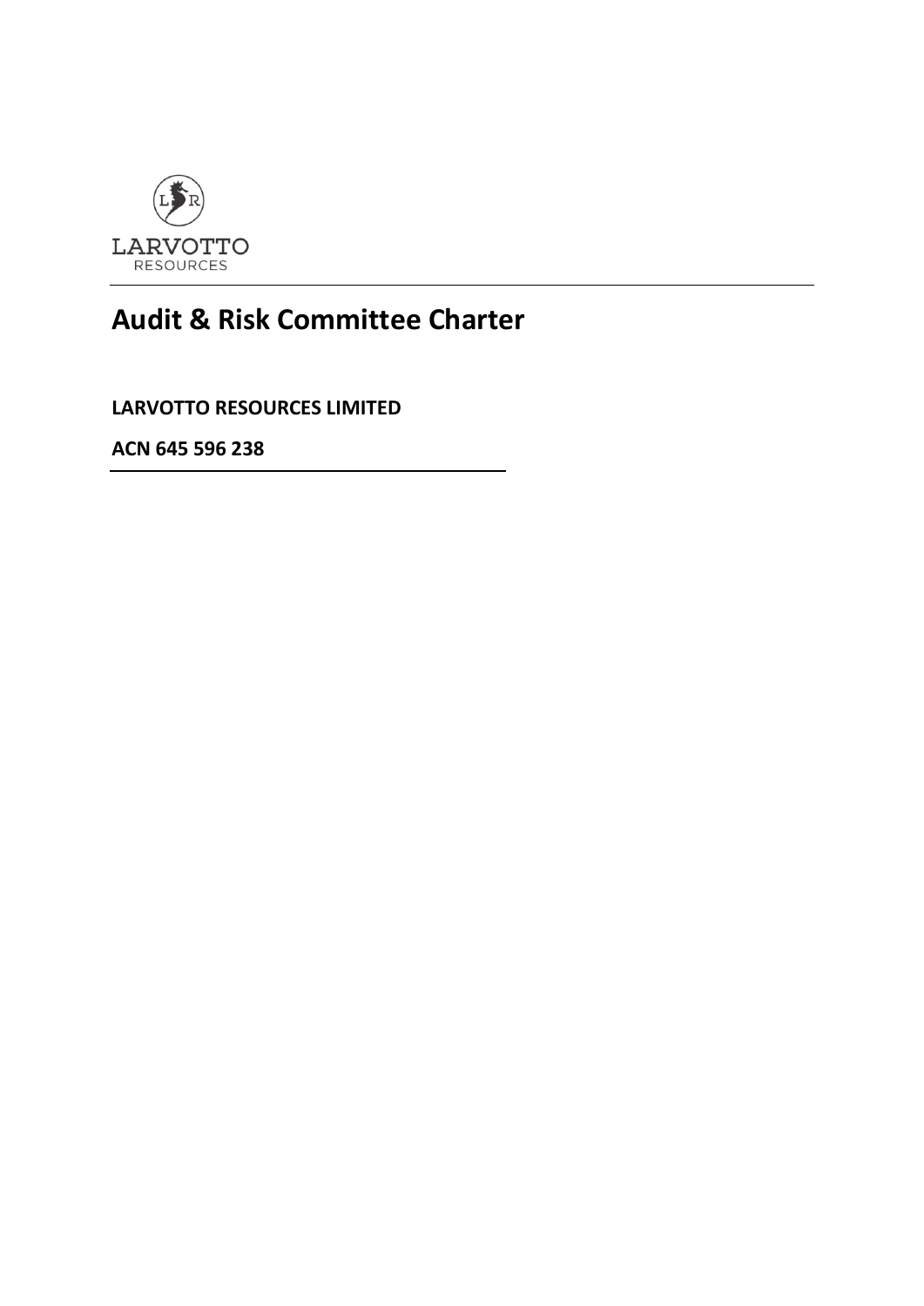LARVOTTO
RESOURCES

# Audit & Risk Committee Charter

**LARVOTTO RESOURCES LIMITED**

**ACN 645 596 238**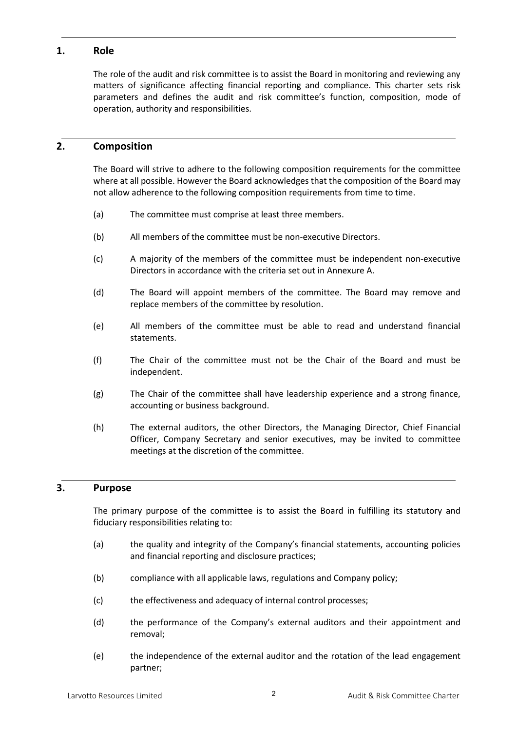## 1. Role

The role of the audit and risk committee is to assist the Board in monitoring and reviewing any matters of significance affecting financial reporting and compliance. This charter sets risk parameters and defines the audit and risk committee's function, composition, mode of operation, authority and responsibilities.

## 2. Composition

The Board will strive to adhere to the following composition requirements for the committee where at all possible. However the Board acknowledges that the composition of the Board may not allow adherence to the following composition requirements from time to time.

(a) The committee must comprise at least three members.

(b) All members of the committee must be non-executive Directors.

(c) A majority of the members of the committee must be independent non-executive Directors in accordance with the criteria set out in Annexure A.

(d) The Board will appoint members of the committee. The Board may remove and replace members of the committee by resolution.

(e) All members of the committee must be able to read and understand financial statements.

(f) The Chair of the committee must not be the Chair of the Board and must be independent.

(g) The Chair of the committee shall have leadership experience and a strong finance, accounting or business background.

(h) The external auditors, the other Directors, the Managing Director, Chief Financial Officer, Company Secretary and senior executives, may be invited to committee meetings at the discretion of the committee.

## 3. Purpose

The primary purpose of the committee is to assist the Board in fulfilling its statutory and fiduciary responsibilities relating to:

(a) the quality and integrity of the Company's financial statements, accounting policies and financial reporting and disclosure practices;

(b) compliance with all applicable laws, regulations and Company policy;

(c) the effectiveness and adequacy of internal control processes;

(d) the performance of the Company's external auditors and their appointment and removal;

(e) the independence of the external auditor and the rotation of the lead engagement partner;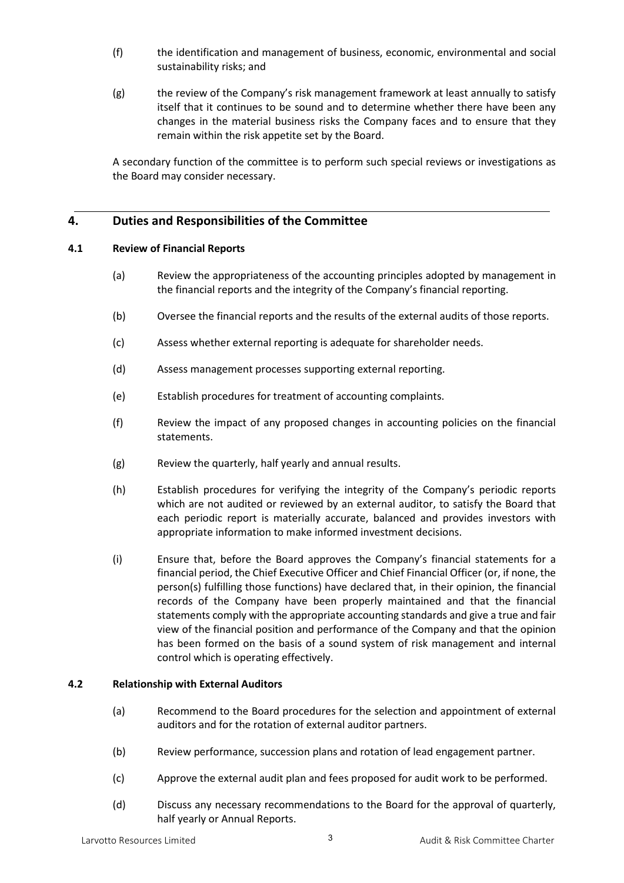(f) the identification and management of business, economic, environmental and social sustainability risks; and

(g) the review of the Company's risk management framework at least annually to satisfy itself that it continues to be sound and to determine whether there have been any changes in the material business risks the Company faces and to ensure that they remain within the risk appetite set by the Board.

A secondary function of the committee is to perform such special reviews or investigations as the Board may consider necessary.

## 4. Duties and Responsibilities of the Committee

### 4.1 Review of Financial Reports

(a) Review the appropriateness of the accounting principles adopted by management in the financial reports and the integrity of the Company's financial reporting.

(b) Oversee the financial reports and the results of the external audits of those reports.

(c) Assess whether external reporting is adequate for shareholder needs.

(d) Assess management processes supporting external reporting.

(e) Establish procedures for treatment of accounting complaints.

(f) Review the impact of any proposed changes in accounting policies on the financial statements.

(g) Review the quarterly, half yearly and annual results.

(h) Establish procedures for verifying the integrity of the Company's periodic reports which are not audited or reviewed by an external auditor, to satisfy the Board that each periodic report is materially accurate, balanced and provides investors with appropriate information to make informed investment decisions.

(i) Ensure that, before the Board approves the Company's financial statements for a financial period, the Chief Executive Officer and Chief Financial Officer (or, if none, the person(s) fulfilling those functions) have declared that, in their opinion, the financial records of the Company have been properly maintained and that the financial statements comply with the appropriate accounting standards and give a true and fair view of the financial position and performance of the Company and that the opinion has been formed on the basis of a sound system of risk management and internal control which is operating effectively.

### 4.2 Relationship with External Auditors

(a) Recommend to the Board procedures for the selection and appointment of external auditors and for the rotation of external auditor partners.

(b) Review performance, succession plans and rotation of lead engagement partner.

(c) Approve the external audit plan and fees proposed for audit work to be performed.

(d) Discuss any necessary recommendations to the Board for the approval of quarterly, half yearly or Annual Reports.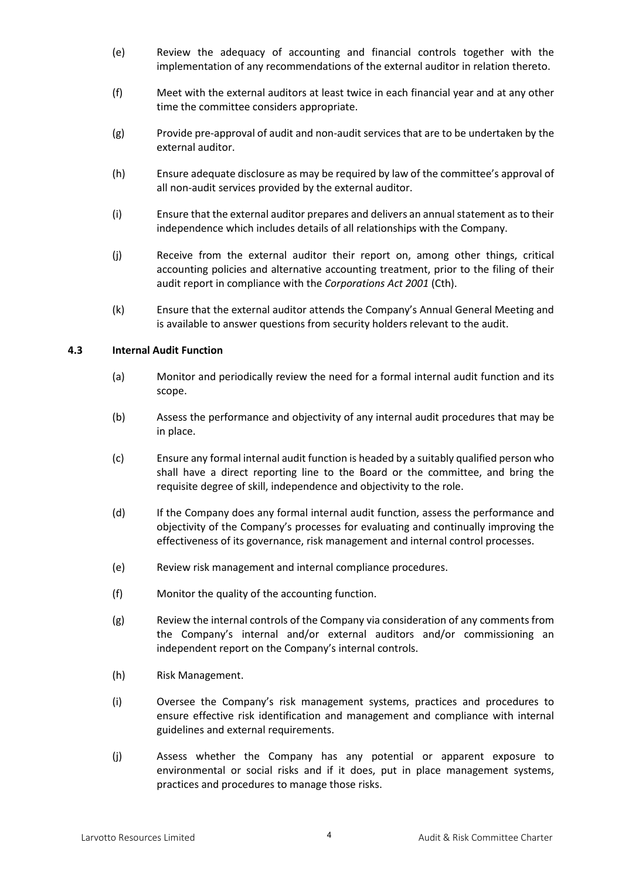(e) Review the adequacy of accounting and financial controls together with the implementation of any recommendations of the external auditor in relation thereto.

(f) Meet with the external auditors at least twice in each financial year and at any other time the committee considers appropriate.

(g) Provide pre-approval of audit and non-audit services that are to be undertaken by the external auditor.

(h) Ensure adequate disclosure as may be required by law of the committee's approval of all non-audit services provided by the external auditor.

(i) Ensure that the external auditor prepares and delivers an annual statement as to their independence which includes details of all relationships with the Company.

(j) Receive from the external auditor their report on, among other things, critical accounting policies and alternative accounting treatment, prior to the filing of their audit report in compliance with the *Corporations Act 2001* (Cth).

(k) Ensure that the external auditor attends the Company's Annual General Meeting and is available to answer questions from security holders relevant to the audit.

### 4.3 Internal Audit Function

(a) Monitor and periodically review the need for a formal internal audit function and its scope.

(b) Assess the performance and objectivity of any internal audit procedures that may be in place.

(c) Ensure any formal internal audit function is headed by a suitably qualified person who shall have a direct reporting line to the Board or the committee, and bring the requisite degree of skill, independence and objectivity to the role.

(d) If the Company does any formal internal audit function, assess the performance and objectivity of the Company's processes for evaluating and continually improving the effectiveness of its governance, risk management and internal control processes.

(e) Review risk management and internal compliance procedures.

(f) Monitor the quality of the accounting function.

(g) Review the internal controls of the Company via consideration of any comments from the Company's internal and/or external auditors and/or commissioning an independent report on the Company's internal controls.

(h) Risk Management.

(i) Oversee the Company's risk management systems, practices and procedures to ensure effective risk identification and management and compliance with internal guidelines and external requirements.

(j) Assess whether the Company has any potential or apparent exposure to environmental or social risks and if it does, put in place management systems, practices and procedures to manage those risks.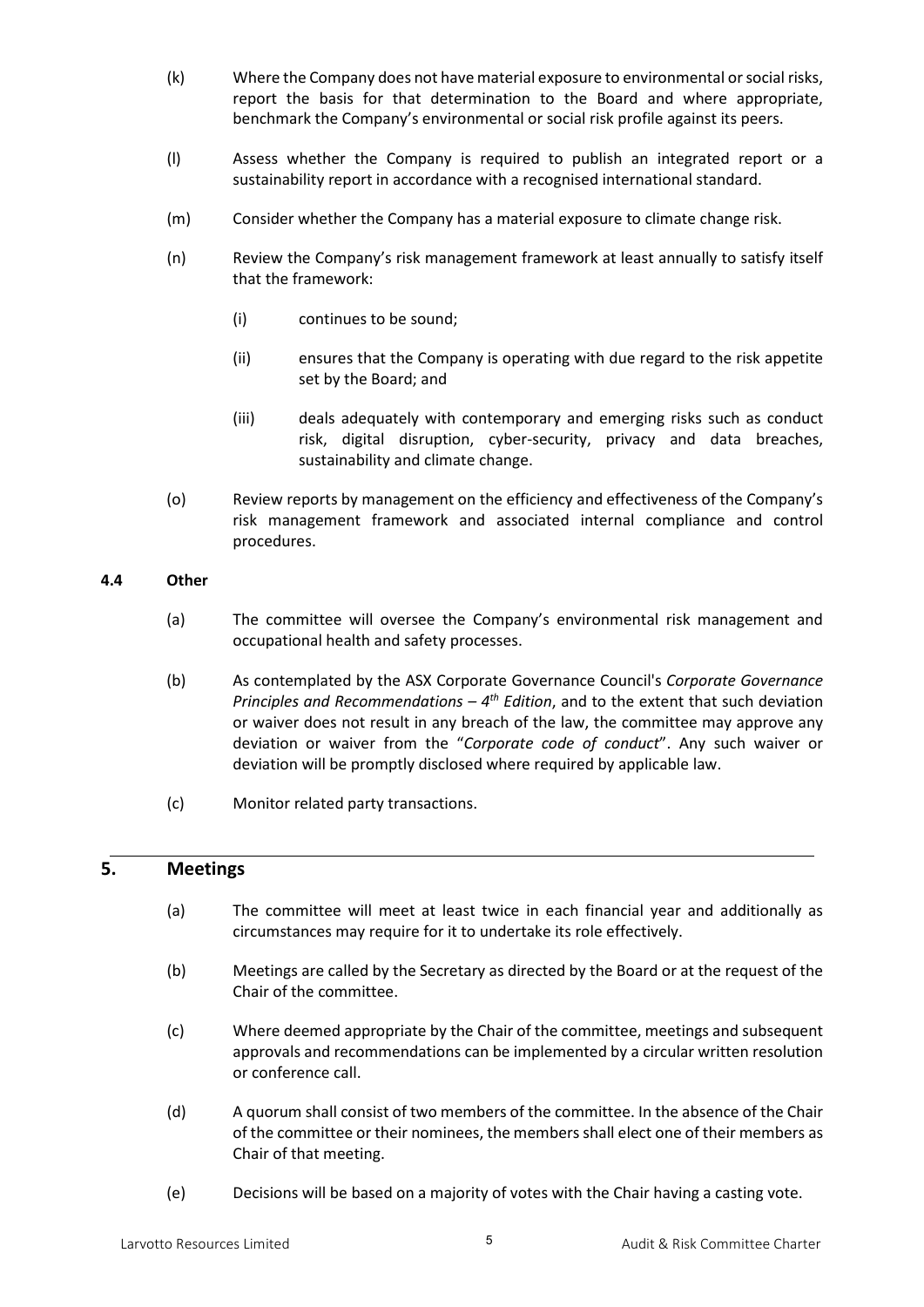(k) Where the Company does not have material exposure to environmental or social risks, report the basis for that determination to the Board and where appropriate, benchmark the Company's environmental or social risk profile against its peers.

(l) Assess whether the Company is required to publish an integrated report or a sustainability report in accordance with a recognised international standard.

(m) Consider whether the Company has a material exposure to climate change risk.

(n) Review the Company's risk management framework at least annually to satisfy itself that the framework:

  (i) continues to be sound;

  (ii) ensures that the Company is operating with due regard to the risk appetite set by the Board; and

  (iii) deals adequately with contemporary and emerging risks such as conduct risk, digital disruption, cyber-security, privacy and data breaches, sustainability and climate change.

(o) Review reports by management on the efficiency and effectiveness of the Company's risk management framework and associated internal compliance and control procedures.

### 4.4 Other

(a) The committee will oversee the Company's environmental risk management and occupational health and safety processes.

(b) As contemplated by the ASX Corporate Governance Council's *Corporate Governance Principles and Recommendations – 4th Edition*, and to the extent that such deviation or waiver does not result in any breach of the law, the committee may approve any deviation or waiver from the "*Corporate code of conduct*". Any such waiver or deviation will be promptly disclosed where required by applicable law.

(c) Monitor related party transactions.

## 5. Meetings

(a) The committee will meet at least twice in each financial year and additionally as circumstances may require for it to undertake its role effectively.

(b) Meetings are called by the Secretary as directed by the Board or at the request of the Chair of the committee.

(c) Where deemed appropriate by the Chair of the committee, meetings and subsequent approvals and recommendations can be implemented by a circular written resolution or conference call.

(d) A quorum shall consist of two members of the committee. In the absence of the Chair of the committee or their nominees, the members shall elect one of their members as Chair of that meeting.

(e) Decisions will be based on a majority of votes with the Chair having a casting vote.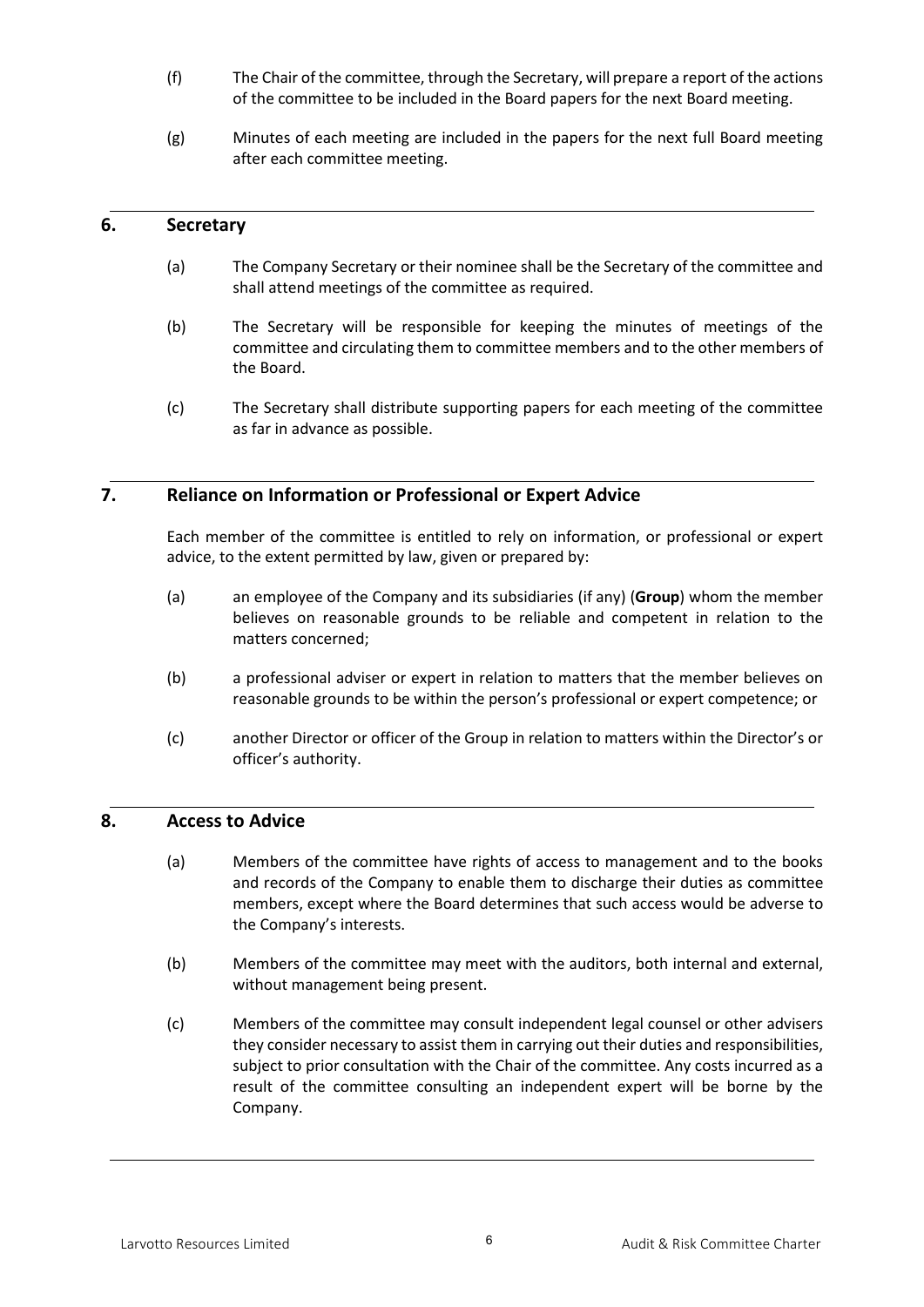(f) The Chair of the committee, through the Secretary, will prepare a report of the actions of the committee to be included in the Board papers for the next Board meeting.

(g) Minutes of each meeting are included in the papers for the next full Board meeting after each committee meeting.

## 6. Secretary

(a) The Company Secretary or their nominee shall be the Secretary of the committee and shall attend meetings of the committee as required.

(b) The Secretary will be responsible for keeping the minutes of meetings of the committee and circulating them to committee members and to the other members of the Board.

(c) The Secretary shall distribute supporting papers for each meeting of the committee as far in advance as possible.

## 7. Reliance on Information or Professional or Expert Advice

Each member of the committee is entitled to rely on information, or professional or expert advice, to the extent permitted by law, given or prepared by:

(a) an employee of the Company and its subsidiaries (if any) (**Group**) whom the member believes on reasonable grounds to be reliable and competent in relation to the matters concerned;

(b) a professional adviser or expert in relation to matters that the member believes on reasonable grounds to be within the person's professional or expert competence; or

(c) another Director or officer of the Group in relation to matters within the Director's or officer's authority.

## 8. Access to Advice

(a) Members of the committee have rights of access to management and to the books and records of the Company to enable them to discharge their duties as committee members, except where the Board determines that such access would be adverse to the Company's interests.

(b) Members of the committee may meet with the auditors, both internal and external, without management being present.

(c) Members of the committee may consult independent legal counsel or other advisers they consider necessary to assist them in carrying out their duties and responsibilities, subject to prior consultation with the Chair of the committee. Any costs incurred as a result of the committee consulting an independent expert will be borne by the Company.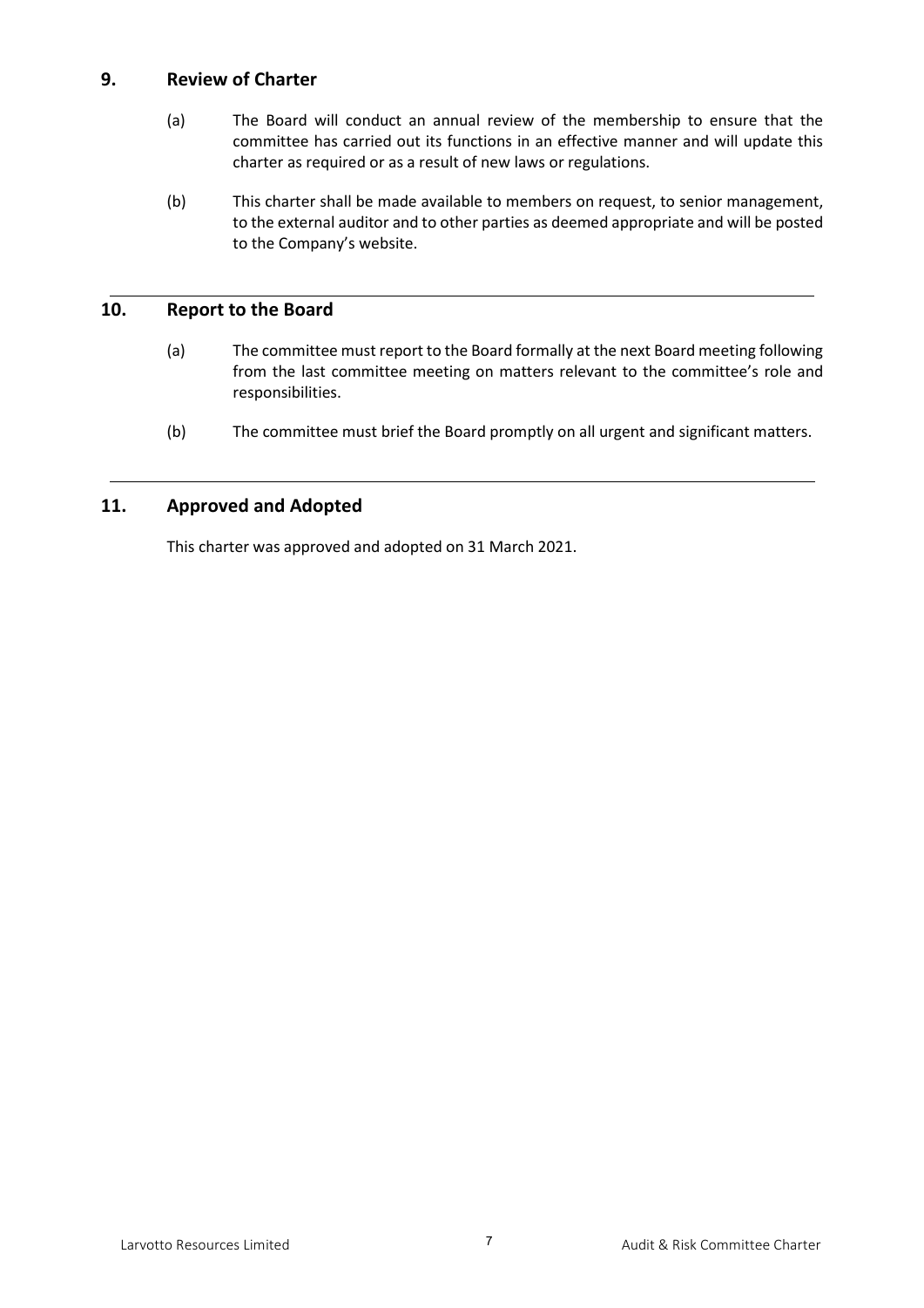## 9. Review of Charter

(a) The Board will conduct an annual review of the membership to ensure that the committee has carried out its functions in an effective manner and will update this charter as required or as a result of new laws or regulations.

(b) This charter shall be made available to members on request, to senior management, to the external auditor and to other parties as deemed appropriate and will be posted to the Company's website.

## 10. Report to the Board

(a) The committee must report to the Board formally at the next Board meeting following from the last committee meeting on matters relevant to the committee's role and responsibilities.

(b) The committee must brief the Board promptly on all urgent and significant matters.

## 11. Approved and Adopted

This charter was approved and adopted on 31 March 2021.